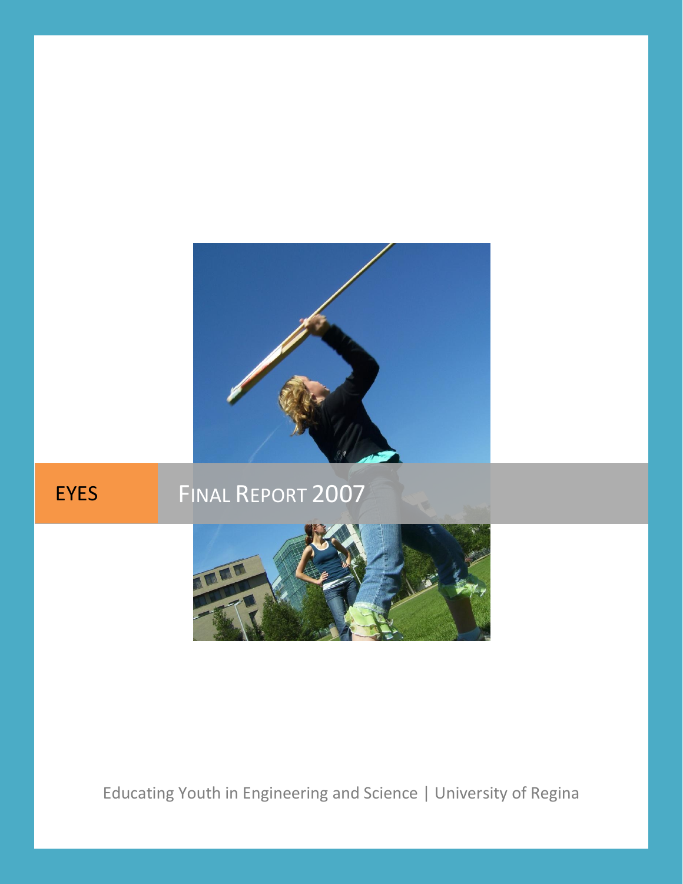# EYES FINAL REPORT 2007

Educating Youth in Engineering and Science | University of Regina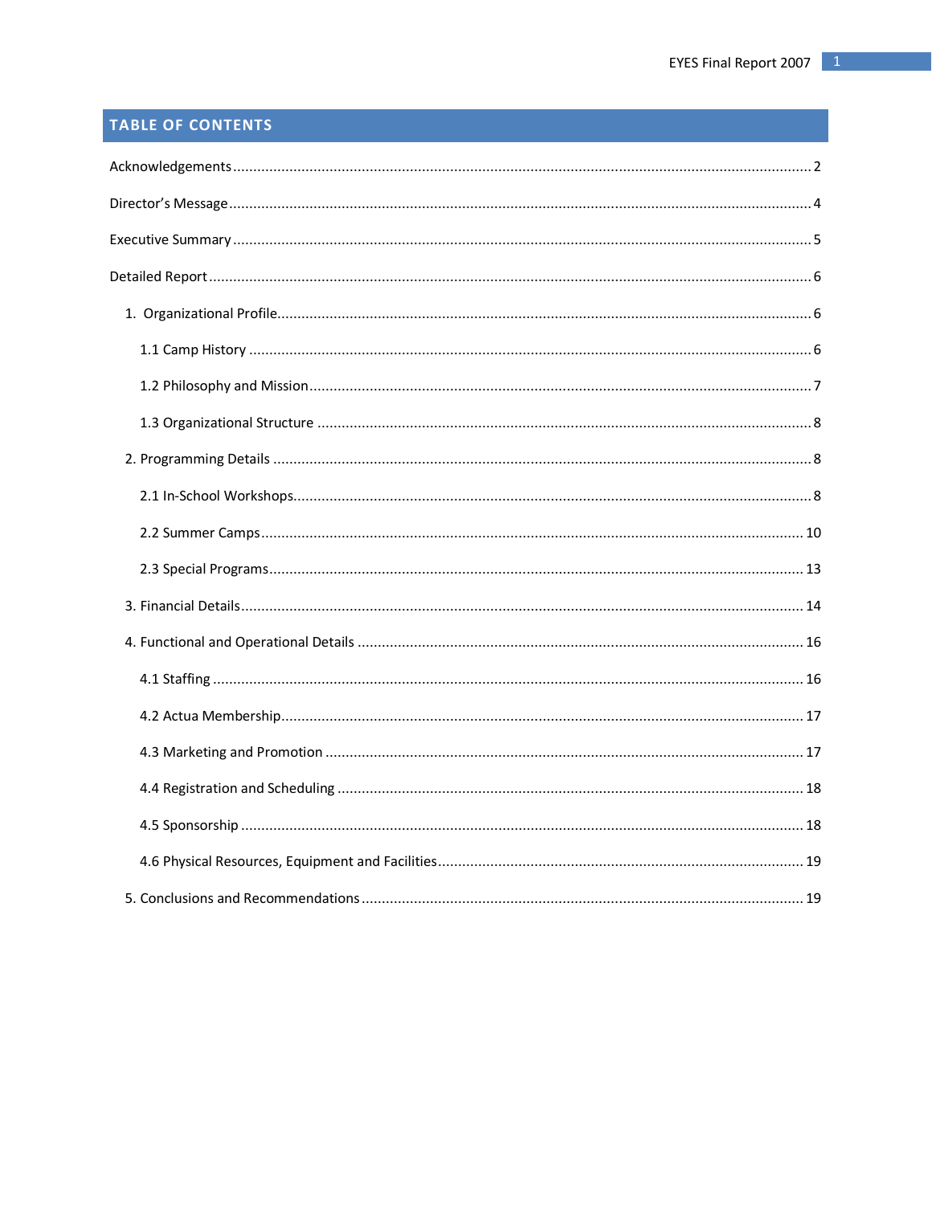## TABLE OF CONTENTS

Acknowledgements ........................................................ 2

Director's Message ........................................................ 4

Executive Summary ........................................................ 5

Detailed Report ........................................................ 6

- 1. Organizational Profile ........................................................ 6
  - 1.1 Camp History ........................................................ 6
  - 1.2 Philosophy and Mission ........................................................ 7
  - 1.3 Organizational Structure ........................................................ 8
- 2. Programming Details ........................................................ 8
  - 2.1 In-School Workshops ........................................................ 8
  - 2.2 Summer Camps ........................................................ 10
  - 2.3 Special Programs ........................................................ 13
- 3. Financial Details ........................................................ 14
- 4. Functional and Operational Details ........................................................ 16
  - 4.1 Staffing ........................................................ 16
  - 4.2 Actua Membership ........................................................ 17
  - 4.3 Marketing and Promotion ........................................................ 17
  - 4.4 Registration and Scheduling ........................................................ 18
  - 4.5 Sponsorship ........................................................ 18
  - 4.6 Physical Resources, Equipment and Facilities ........................................................ 19
- 5. Conclusions and Recommendations ........................................................ 19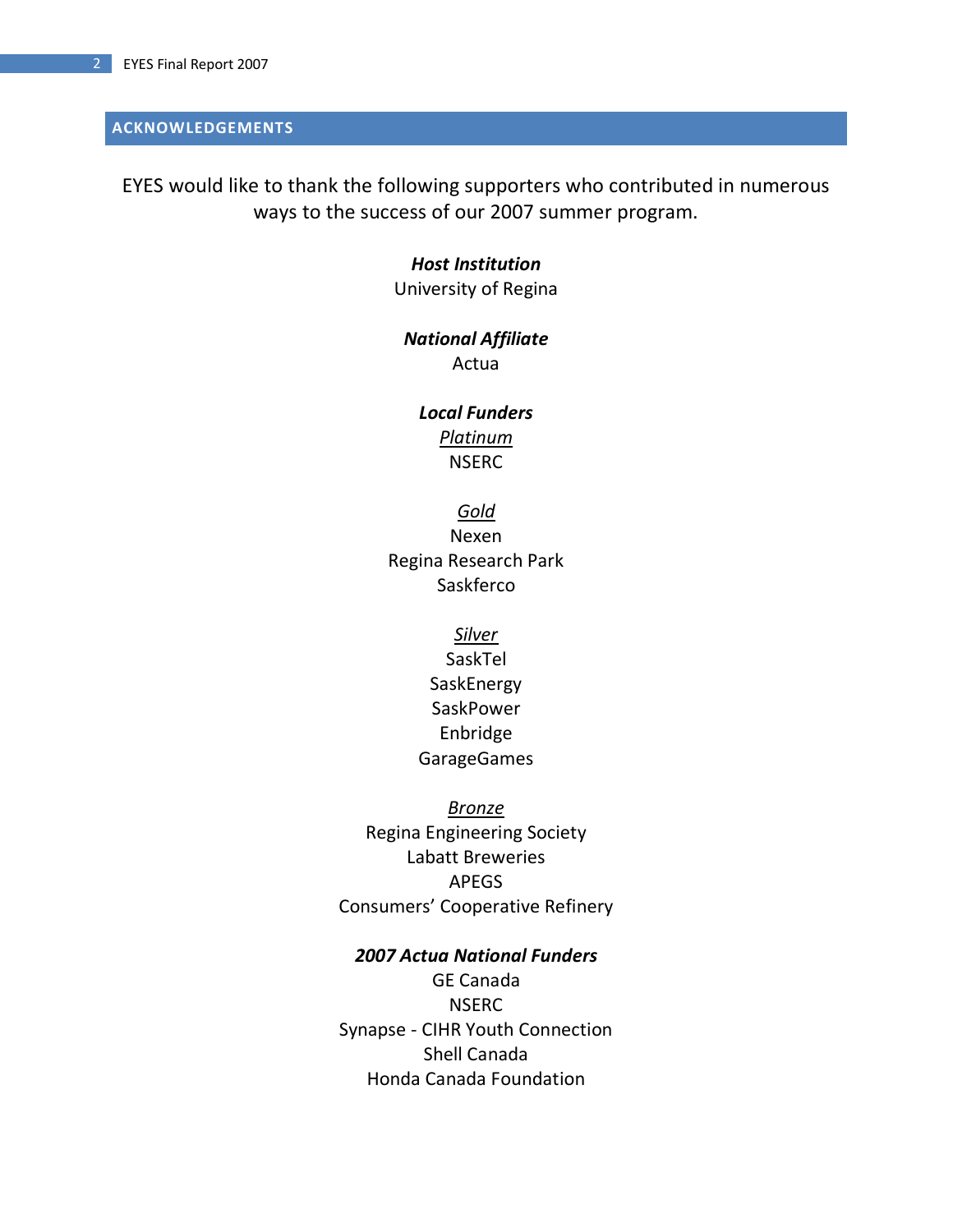## ACKNOWLEDGEMENTS

EYES would like to thank the following supporters who contributed in numerous ways to the success of our 2007 summer program.

***Host Institution***

University of Regina

***National Affiliate***

Actua

***Local Funders***

<u>*Platinum*</u>

NSERC

<u>*Gold*</u>

Nexen

Regina Research Park

Saskferco

<u>*Silver*</u>

SaskTel

SaskEnergy

SaskPower

Enbridge

GarageGames

<u>*Bronze*</u>

Regina Engineering Society

Labatt Breweries

APEGS

Consumers' Cooperative Refinery

***2007 Actua National Funders***

GE Canada

NSERC

Synapse - CIHR Youth Connection

Shell Canada

Honda Canada Foundation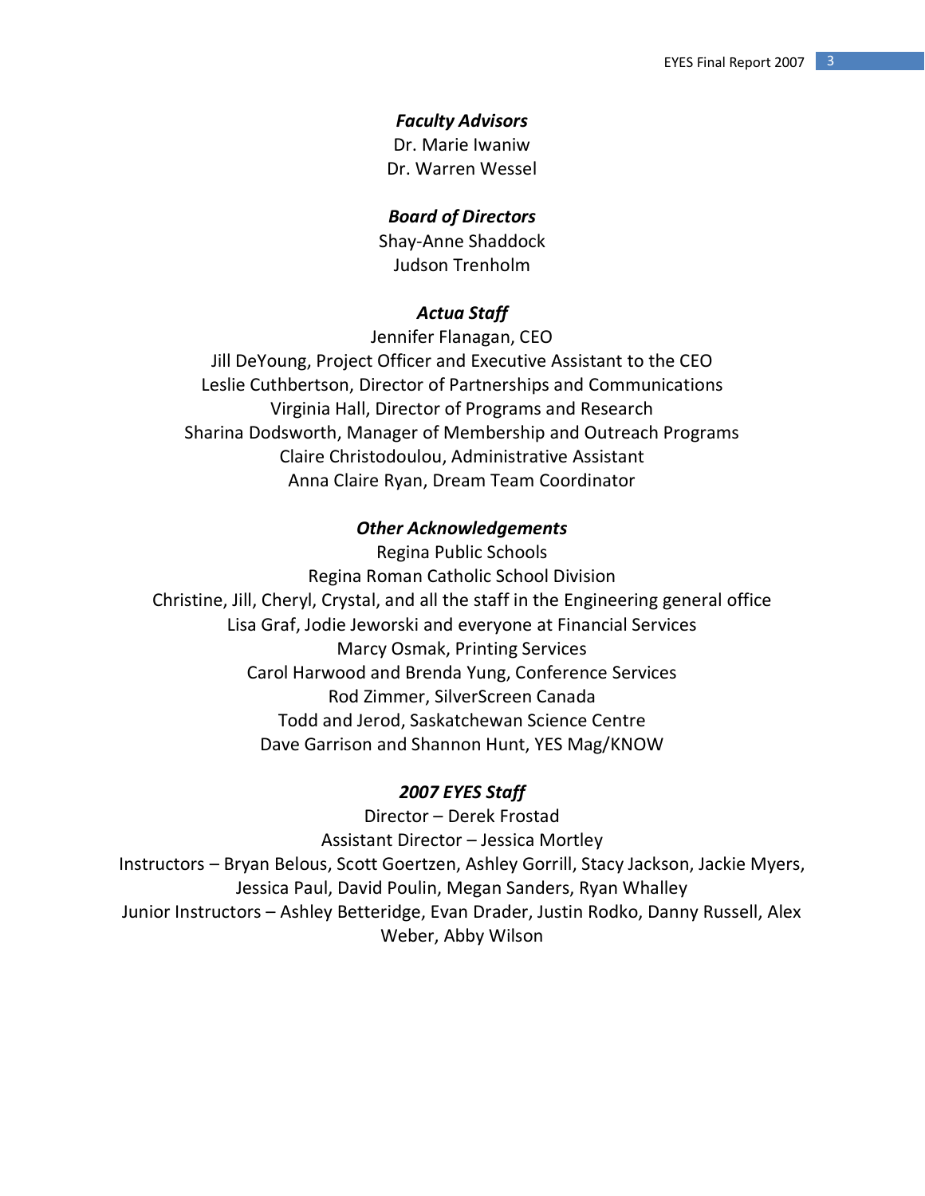***Faculty Advisors***

Dr. Marie Iwaniw
Dr. Warren Wessel

***Board of Directors***

Shay-Anne Shaddock
Judson Trenholm

***Actua Staff***

Jennifer Flanagan, CEO
Jill DeYoung, Project Officer and Executive Assistant to the CEO
Leslie Cuthbertson, Director of Partnerships and Communications
Virginia Hall, Director of Programs and Research
Sharina Dodsworth, Manager of Membership and Outreach Programs
Claire Christodoulou, Administrative Assistant
Anna Claire Ryan, Dream Team Coordinator

***Other Acknowledgements***

Regina Public Schools
Regina Roman Catholic School Division
Christine, Jill, Cheryl, Crystal, and all the staff in the Engineering general office
Lisa Graf, Jodie Jeworski and everyone at Financial Services
Marcy Osmak, Printing Services
Carol Harwood and Brenda Yung, Conference Services
Rod Zimmer, SilverScreen Canada
Todd and Jerod, Saskatchewan Science Centre
Dave Garrison and Shannon Hunt, YES Mag/KNOW

***2007 EYES Staff***

Director – Derek Frostad
Assistant Director – Jessica Mortley
Instructors – Bryan Belous, Scott Goertzen, Ashley Gorrill, Stacy Jackson, Jackie Myers, Jessica Paul, David Poulin, Megan Sanders, Ryan Whalley
Junior Instructors – Ashley Betteridge, Evan Drader, Justin Rodko, Danny Russell, Alex Weber, Abby Wilson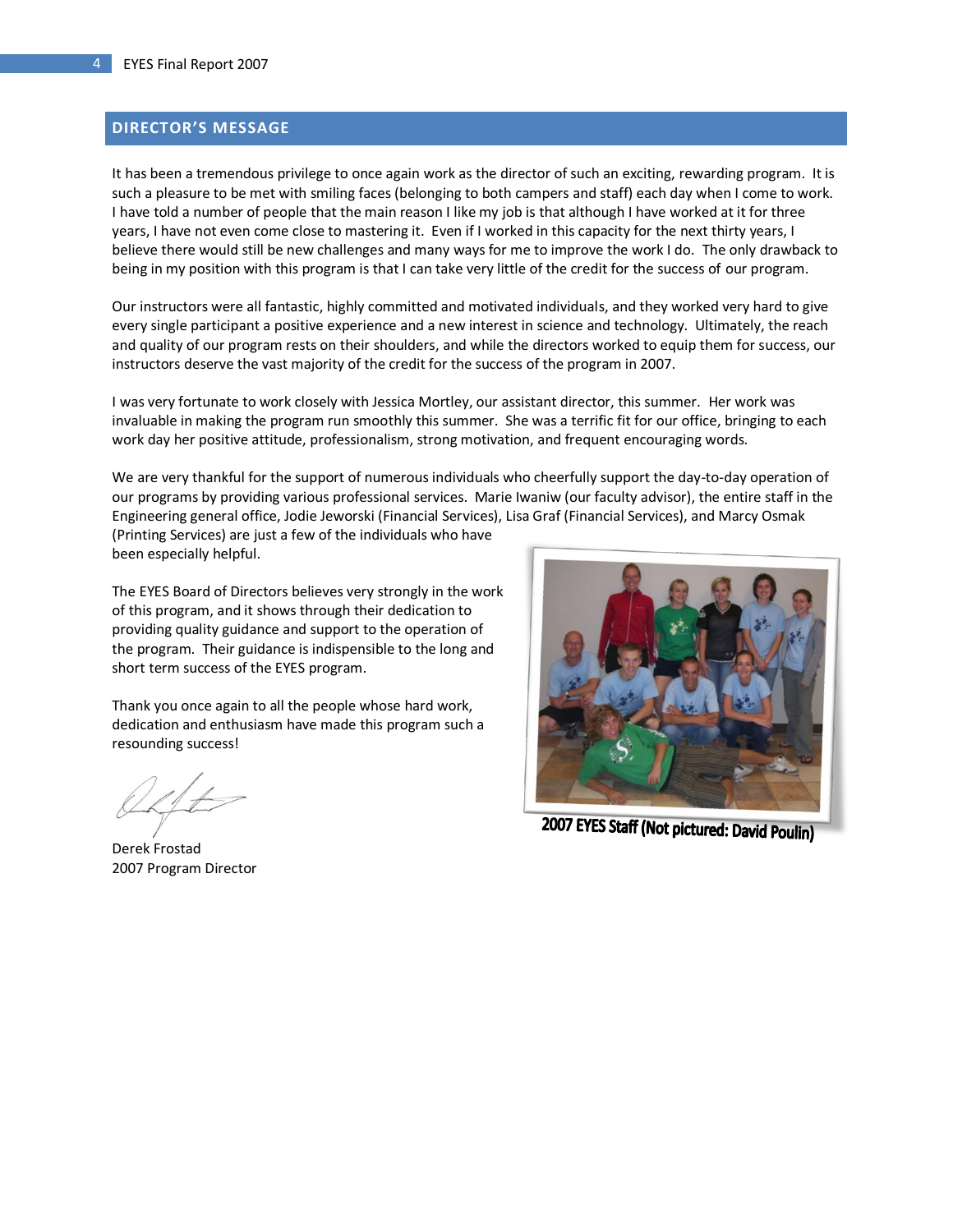## DIRECTOR'S MESSAGE

It has been a tremendous privilege to once again work as the director of such an exciting, rewarding program. It is such a pleasure to be met with smiling faces (belonging to both campers and staff) each day when I come to work. I have told a number of people that the main reason I like my job is that although I have worked at it for three years, I have not even come close to mastering it. Even if I worked in this capacity for the next thirty years, I believe there would still be new challenges and many ways for me to improve the work I do. The only drawback to being in my position with this program is that I can take very little of the credit for the success of our program.

Our instructors were all fantastic, highly committed and motivated individuals, and they worked very hard to give every single participant a positive experience and a new interest in science and technology. Ultimately, the reach and quality of our program rests on their shoulders, and while the directors worked to equip them for success, our instructors deserve the vast majority of the credit for the success of the program in 2007.

I was very fortunate to work closely with Jessica Mortley, our assistant director, this summer. Her work was invaluable in making the program run smoothly this summer. She was a terrific fit for our office, bringing to each work day her positive attitude, professionalism, strong motivation, and frequent encouraging words.

We are very thankful for the support of numerous individuals who cheerfully support the day-to-day operation of our programs by providing various professional services. Marie Iwaniw (our faculty advisor), the entire staff in the Engineering general office, Jodie Jeworski (Financial Services), Lisa Graf (Financial Services), and Marcy Osmak (Printing Services) are just a few of the individuals who have been especially helpful.

The EYES Board of Directors believes very strongly in the work of this program, and it shows through their dedication to providing quality guidance and support to the operation of the program. Their guidance is indispensible to the long and short term success of the EYES program.

Thank you once again to all the people whose hard work, dedication and enthusiasm have made this program such a resounding success!

Derek Frostad
2007 Program Director

**2007 EYES Staff (Not pictured: David Poulin)**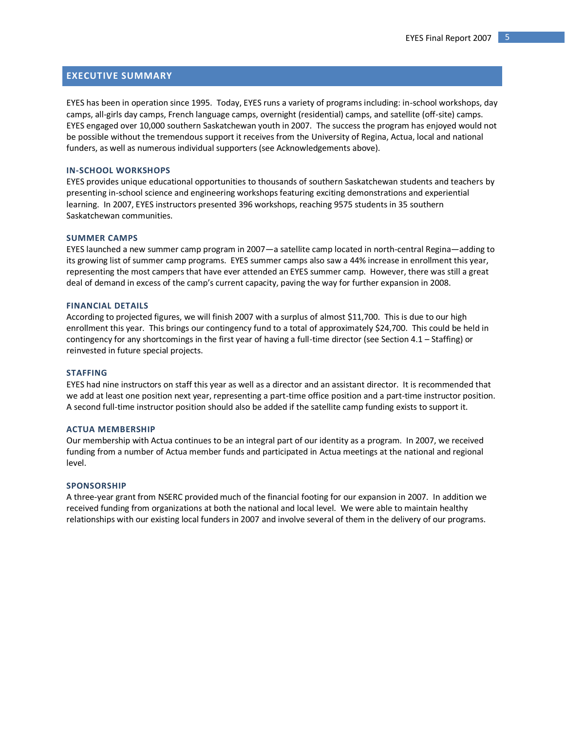## EXECUTIVE SUMMARY

EYES has been in operation since 1995. Today, EYES runs a variety of programs including: in-school workshops, day camps, all-girls day camps, French language camps, overnight (residential) camps, and satellite (off-site) camps. EYES engaged over 10,000 southern Saskatchewan youth in 2007. The success the program has enjoyed would not be possible without the tremendous support it receives from the University of Regina, Actua, local and national funders, as well as numerous individual supporters (see Acknowledgements above).

### IN-SCHOOL WORKSHOPS

EYES provides unique educational opportunities to thousands of southern Saskatchewan students and teachers by presenting in-school science and engineering workshops featuring exciting demonstrations and experiential learning. In 2007, EYES instructors presented 396 workshops, reaching 9575 students in 35 southern Saskatchewan communities.

### SUMMER CAMPS

EYES launched a new summer camp program in 2007—a satellite camp located in north-central Regina—adding to its growing list of summer camp programs. EYES summer camps also saw a 44% increase in enrollment this year, representing the most campers that have ever attended an EYES summer camp. However, there was still a great deal of demand in excess of the camp's current capacity, paving the way for further expansion in 2008.

### FINANCIAL DETAILS

According to projected figures, we will finish 2007 with a surplus of almost $11,700. This is due to our high enrollment this year. This brings our contingency fund to a total of approximately $24,700. This could be held in contingency for any shortcomings in the first year of having a full-time director (see Section 4.1 – Staffing) or reinvested in future special projects.

### STAFFING

EYES had nine instructors on staff this year as well as a director and an assistant director. It is recommended that we add at least one position next year, representing a part-time office position and a part-time instructor position. A second full-time instructor position should also be added if the satellite camp funding exists to support it.

### ACTUA MEMBERSHIP

Our membership with Actua continues to be an integral part of our identity as a program. In 2007, we received funding from a number of Actua member funds and participated in Actua meetings at the national and regional level.

### SPONSORSHIP

A three-year grant from NSERC provided much of the financial footing for our expansion in 2007. In addition we received funding from organizations at both the national and local level. We were able to maintain healthy relationships with our existing local funders in 2007 and involve several of them in the delivery of our programs.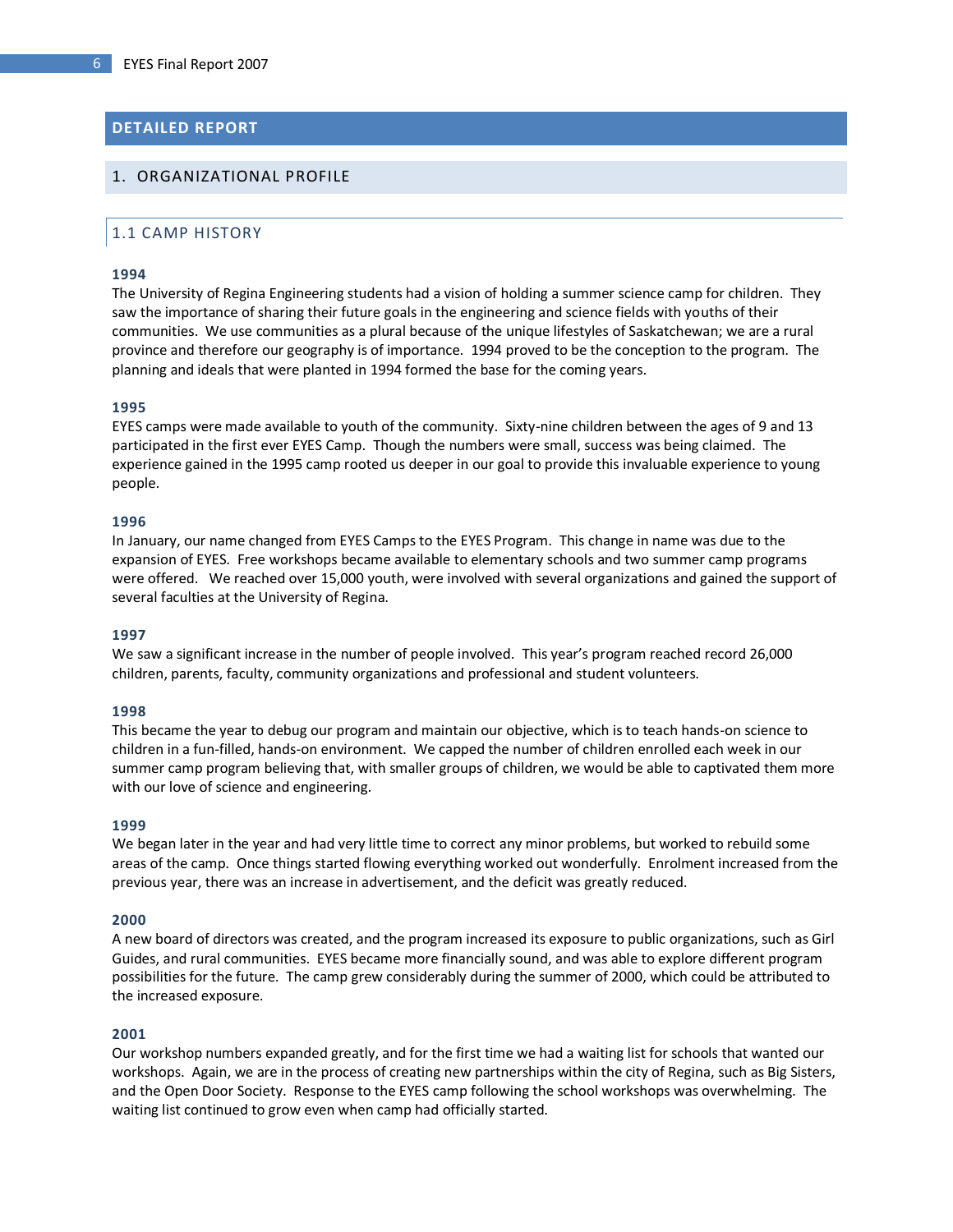# DETAILED REPORT

## 1. ORGANIZATIONAL PROFILE

### 1.1 CAMP HISTORY

**1994**

The University of Regina Engineering students had a vision of holding a summer science camp for children. They saw the importance of sharing their future goals in the engineering and science fields with youths of their communities. We use communities as a plural because of the unique lifestyles of Saskatchewan; we are a rural province and therefore our geography is of importance. 1994 proved to be the conception to the program. The planning and ideals that were planted in 1994 formed the base for the coming years.

**1995**

EYES camps were made available to youth of the community. Sixty-nine children between the ages of 9 and 13 participated in the first ever EYES Camp. Though the numbers were small, success was being claimed. The experience gained in the 1995 camp rooted us deeper in our goal to provide this invaluable experience to young people.

**1996**

In January, our name changed from EYES Camps to the EYES Program. This change in name was due to the expansion of EYES. Free workshops became available to elementary schools and two summer camp programs were offered. We reached over 15,000 youth, were involved with several organizations and gained the support of several faculties at the University of Regina.

**1997**

We saw a significant increase in the number of people involved. This year's program reached record 26,000 children, parents, faculty, community organizations and professional and student volunteers.

**1998**

This became the year to debug our program and maintain our objective, which is to teach hands-on science to children in a fun-filled, hands-on environment. We capped the number of children enrolled each week in our summer camp program believing that, with smaller groups of children, we would be able to captivated them more with our love of science and engineering.

**1999**

We began later in the year and had very little time to correct any minor problems, but worked to rebuild some areas of the camp. Once things started flowing everything worked out wonderfully. Enrolment increased from the previous year, there was an increase in advertisement, and the deficit was greatly reduced.

**2000**

A new board of directors was created, and the program increased its exposure to public organizations, such as Girl Guides, and rural communities. EYES became more financially sound, and was able to explore different program possibilities for the future. The camp grew considerably during the summer of 2000, which could be attributed to the increased exposure.

**2001**

Our workshop numbers expanded greatly, and for the first time we had a waiting list for schools that wanted our workshops. Again, we are in the process of creating new partnerships within the city of Regina, such as Big Sisters, and the Open Door Society. Response to the EYES camp following the school workshops was overwhelming. The waiting list continued to grow even when camp had officially started.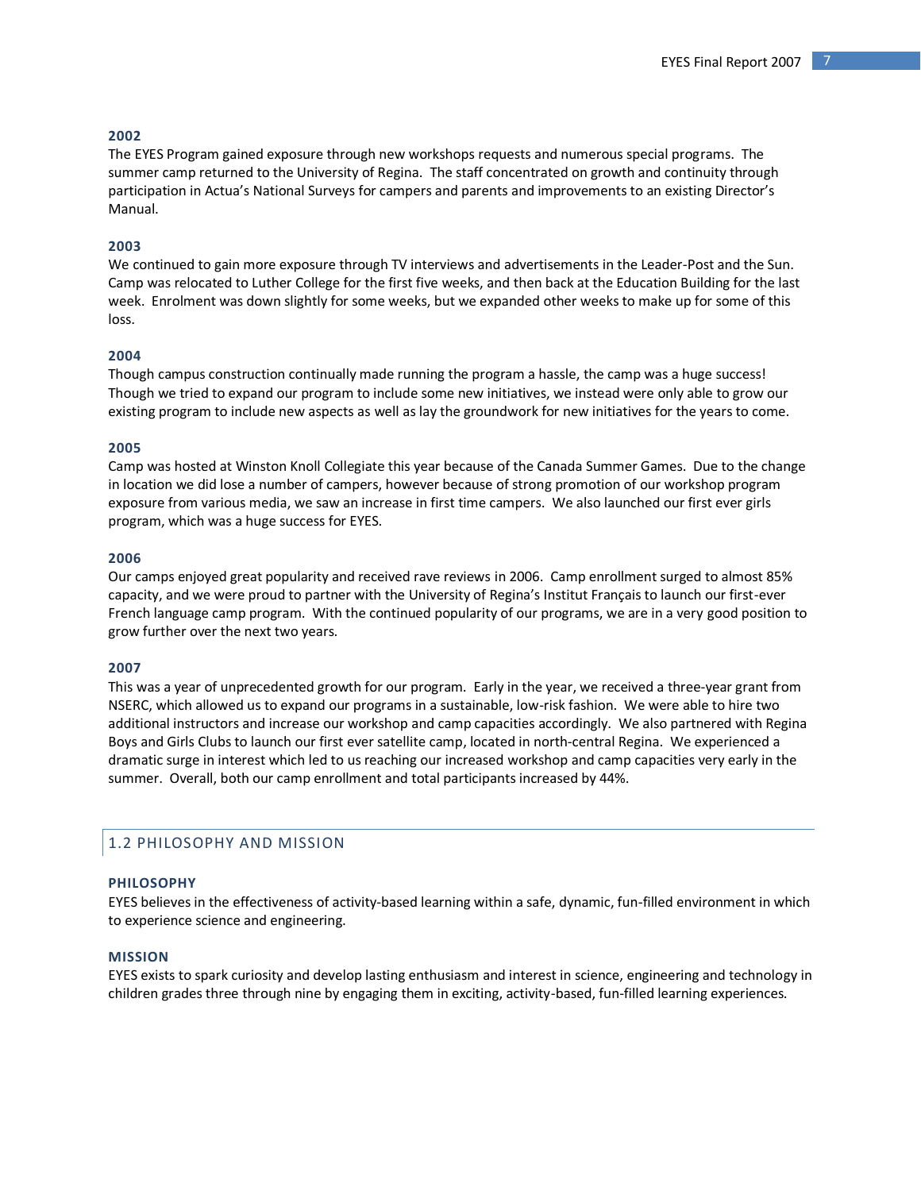### 2002

The EYES Program gained exposure through new workshops requests and numerous special programs. The summer camp returned to the University of Regina. The staff concentrated on growth and continuity through participation in Actua's National Surveys for campers and parents and improvements to an existing Director's Manual.

### 2003

We continued to gain more exposure through TV interviews and advertisements in the Leader-Post and the Sun. Camp was relocated to Luther College for the first five weeks, and then back at the Education Building for the last week. Enrolment was down slightly for some weeks, but we expanded other weeks to make up for some of this loss.

### 2004

Though campus construction continually made running the program a hassle, the camp was a huge success! Though we tried to expand our program to include some new initiatives, we instead were only able to grow our existing program to include new aspects as well as lay the groundwork for new initiatives for the years to come.

### 2005

Camp was hosted at Winston Knoll Collegiate this year because of the Canada Summer Games. Due to the change in location we did lose a number of campers, however because of strong promotion of our workshop program exposure from various media, we saw an increase in first time campers. We also launched our first ever girls program, which was a huge success for EYES.

### 2006

Our camps enjoyed great popularity and received rave reviews in 2006. Camp enrollment surged to almost 85% capacity, and we were proud to partner with the University of Regina's Institut Français to launch our first-ever French language camp program. With the continued popularity of our programs, we are in a very good position to grow further over the next two years.

### 2007

This was a year of unprecedented growth for our program. Early in the year, we received a three-year grant from NSERC, which allowed us to expand our programs in a sustainable, low-risk fashion. We were able to hire two additional instructors and increase our workshop and camp capacities accordingly. We also partnered with Regina Boys and Girls Clubs to launch our first ever satellite camp, located in north-central Regina. We experienced a dramatic surge in interest which led to us reaching our increased workshop and camp capacities very early in the summer. Overall, both our camp enrollment and total participants increased by 44%.

## 1.2 PHILOSOPHY AND MISSION

### PHILOSOPHY

EYES believes in the effectiveness of activity-based learning within a safe, dynamic, fun-filled environment in which to experience science and engineering.

### MISSION

EYES exists to spark curiosity and develop lasting enthusiasm and interest in science, engineering and technology in children grades three through nine by engaging them in exciting, activity-based, fun-filled learning experiences.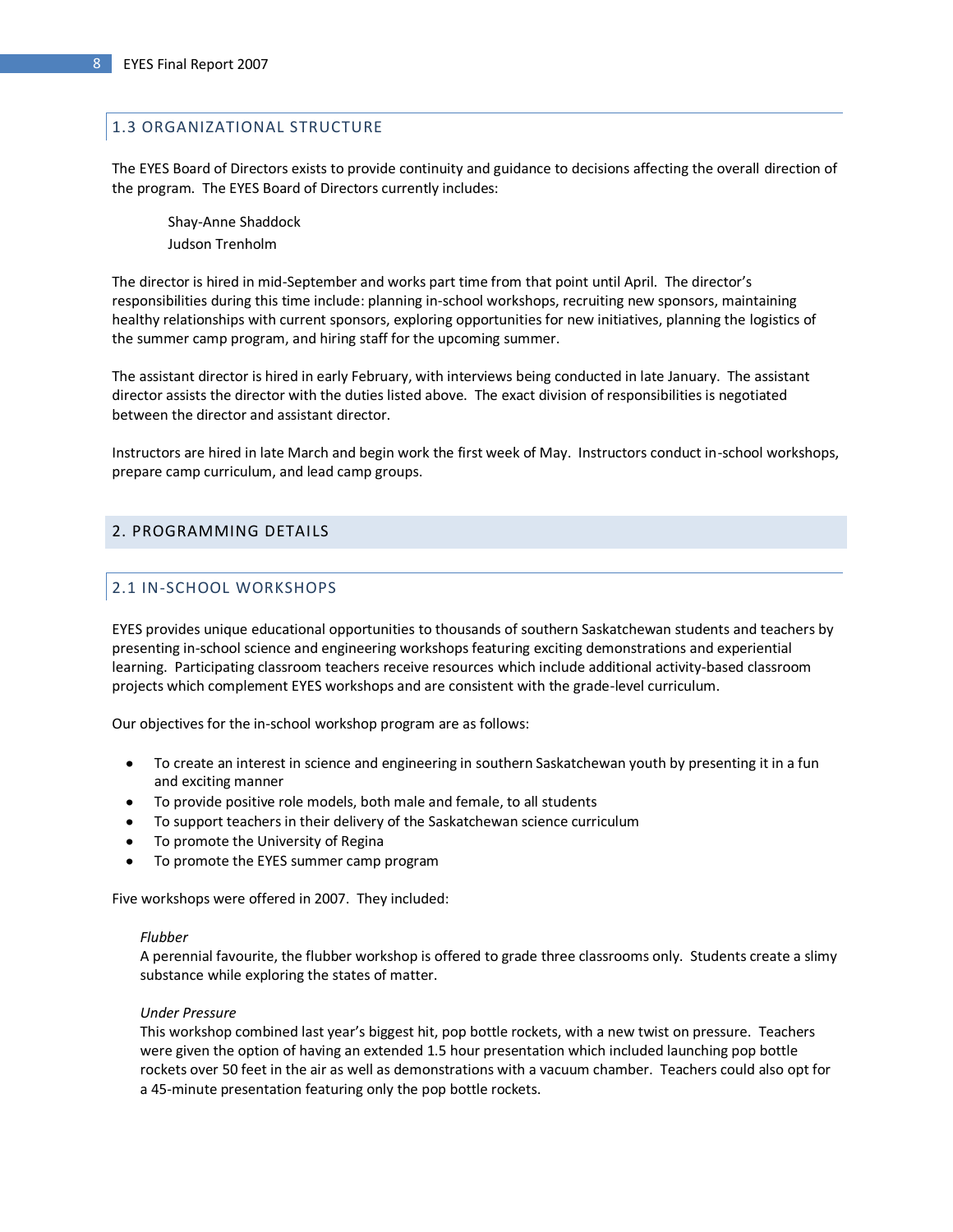## 1.3 ORGANIZATIONAL STRUCTURE

The EYES Board of Directors exists to provide continuity and guidance to decisions affecting the overall direction of the program. The EYES Board of Directors currently includes:

Shay-Anne Shaddock
Judson Trenholm

The director is hired in mid-September and works part time from that point until April. The director's responsibilities during this time include: planning in-school workshops, recruiting new sponsors, maintaining healthy relationships with current sponsors, exploring opportunities for new initiatives, planning the logistics of the summer camp program, and hiring staff for the upcoming summer.

The assistant director is hired in early February, with interviews being conducted in late January. The assistant director assists the director with the duties listed above. The exact division of responsibilities is negotiated between the director and assistant director.

Instructors are hired in late March and begin work the first week of May. Instructors conduct in-school workshops, prepare camp curriculum, and lead camp groups.

# 2. PROGRAMMING DETAILS

## 2.1 IN-SCHOOL WORKSHOPS

EYES provides unique educational opportunities to thousands of southern Saskatchewan students and teachers by presenting in-school science and engineering workshops featuring exciting demonstrations and experiential learning. Participating classroom teachers receive resources which include additional activity-based classroom projects which complement EYES workshops and are consistent with the grade-level curriculum.

Our objectives for the in-school workshop program are as follows:

- To create an interest in science and engineering in southern Saskatchewan youth by presenting it in a fun and exciting manner
- To provide positive role models, both male and female, to all students
- To support teachers in their delivery of the Saskatchewan science curriculum
- To promote the University of Regina
- To promote the EYES summer camp program

Five workshops were offered in 2007. They included:

*Flubber*
A perennial favourite, the flubber workshop is offered to grade three classrooms only. Students create a slimy substance while exploring the states of matter.

*Under Pressure*
This workshop combined last year's biggest hit, pop bottle rockets, with a new twist on pressure. Teachers were given the option of having an extended 1.5 hour presentation which included launching pop bottle rockets over 50 feet in the air as well as demonstrations with a vacuum chamber. Teachers could also opt for a 45-minute presentation featuring only the pop bottle rockets.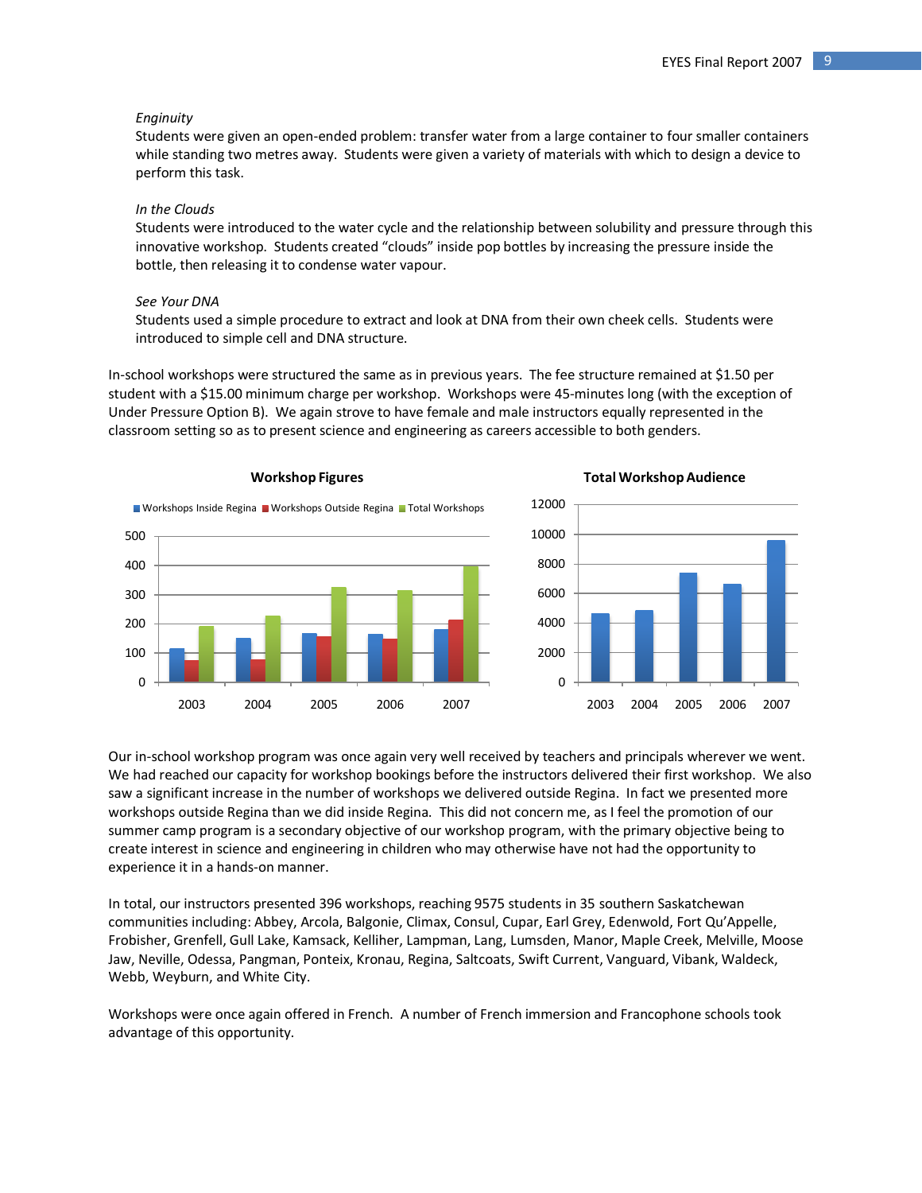*Enginuity*

Students were given an open-ended problem: transfer water from a large container to four smaller containers while standing two metres away. Students were given a variety of materials with which to design a device to perform this task.

*In the Clouds*

Students were introduced to the water cycle and the relationship between solubility and pressure through this innovative workshop. Students created "clouds" inside pop bottles by increasing the pressure inside the bottle, then releasing it to condense water vapour.

*See Your DNA*

Students used a simple procedure to extract and look at DNA from their own cheek cells. Students were introduced to simple cell and DNA structure.

In-school workshops were structured the same as in previous years. The fee structure remained at $1.50 per student with a $15.00 minimum charge per workshop. Workshops were 45-minutes long (with the exception of Under Pressure Option B). We again strove to have female and male instructors equally represented in the classroom setting so as to present science and engineering as careers accessible to both genders.

**Workshop Figures**

**Total Workshop Audience**

Our in-school workshop program was once again very well received by teachers and principals wherever we went. We had reached our capacity for workshop bookings before the instructors delivered their first workshop. We also saw a significant increase in the number of workshops we delivered outside Regina. In fact we presented more workshops outside Regina than we did inside Regina. This did not concern me, as I feel the promotion of our summer camp program is a secondary objective of our workshop program, with the primary objective being to create interest in science and engineering in children who may otherwise have not had the opportunity to experience it in a hands-on manner.

In total, our instructors presented 396 workshops, reaching 9575 students in 35 southern Saskatchewan communities including: Abbey, Arcola, Balgonie, Climax, Consul, Cupar, Earl Grey, Edenwold, Fort Qu'Appelle, Frobisher, Grenfell, Gull Lake, Kamsack, Kelliher, Lampman, Lang, Lumsden, Manor, Maple Creek, Melville, Moose Jaw, Neville, Odessa, Pangman, Ponteix, Kronau, Regina, Saltcoats, Swift Current, Vanguard, Vibank, Waldeck, Webb, Weyburn, and White City.

Workshops were once again offered in French. A number of French immersion and Francophone schools took advantage of this opportunity.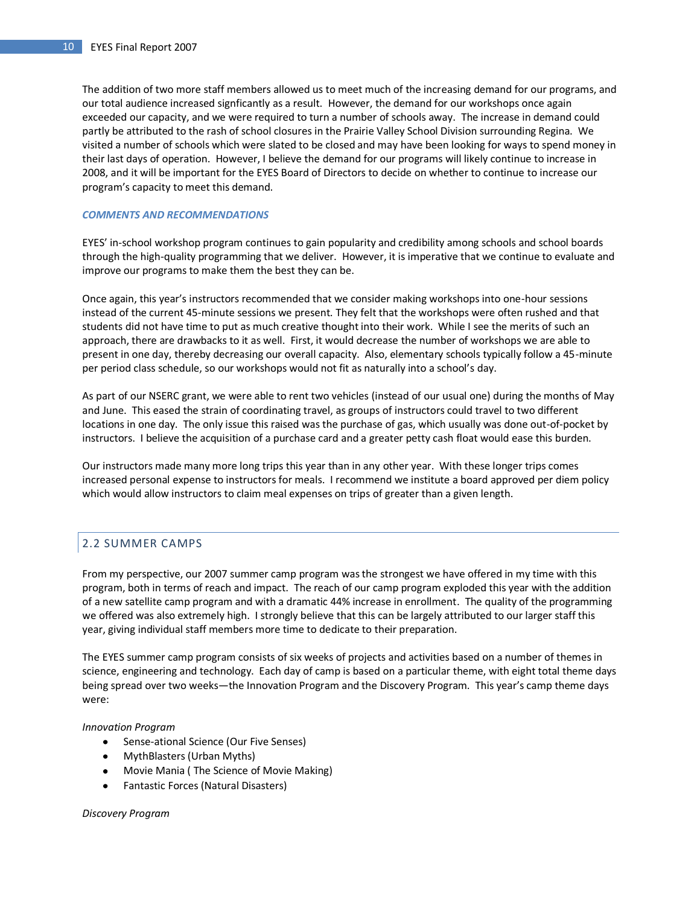The addition of two more staff members allowed us to meet much of the increasing demand for our programs, and our total audience increased signficantly as a result. However, the demand for our workshops once again exceeded our capacity, and we were required to turn a number of schools away. The increase in demand could partly be attributed to the rash of school closures in the Prairie Valley School Division surrounding Regina. We visited a number of schools which were slated to be closed and may have been looking for ways to spend money in their last days of operation. However, I believe the demand for our programs will likely continue to increase in 2008, and it will be important for the EYES Board of Directors to decide on whether to continue to increase our program's capacity to meet this demand.

### *COMMENTS AND RECOMMENDATIONS*

EYES' in-school workshop program continues to gain popularity and credibility among schools and school boards through the high-quality programming that we deliver. However, it is imperative that we continue to evaluate and improve our programs to make them the best they can be.

Once again, this year's instructors recommended that we consider making workshops into one-hour sessions instead of the current 45-minute sessions we present. They felt that the workshops were often rushed and that students did not have time to put as much creative thought into their work. While I see the merits of such an approach, there are drawbacks to it as well. First, it would decrease the number of workshops we are able to present in one day, thereby decreasing our overall capacity. Also, elementary schools typically follow a 45-minute per period class schedule, so our workshops would not fit as naturally into a school's day.

As part of our NSERC grant, we were able to rent two vehicles (instead of our usual one) during the months of May and June. This eased the strain of coordinating travel, as groups of instructors could travel to two different locations in one day. The only issue this raised was the purchase of gas, which usually was done out-of-pocket by instructors. I believe the acquisition of a purchase card and a greater petty cash float would ease this burden.

Our instructors made many more long trips this year than in any other year. With these longer trips comes increased personal expense to instructors for meals. I recommend we institute a board approved per diem policy which would allow instructors to claim meal expenses on trips of greater than a given length.

## 2.2 SUMMER CAMPS

From my perspective, our 2007 summer camp program was the strongest we have offered in my time with this program, both in terms of reach and impact. The reach of our camp program exploded this year with the addition of a new satellite camp program and with a dramatic 44% increase in enrollment. The quality of the programming we offered was also extremely high. I strongly believe that this can be largely attributed to our larger staff this year, giving individual staff members more time to dedicate to their preparation.

The EYES summer camp program consists of six weeks of projects and activities based on a number of themes in science, engineering and technology. Each day of camp is based on a particular theme, with eight total theme days being spread over two weeks—the Innovation Program and the Discovery Program. This year's camp theme days were:

*Innovation Program*

- Sense-ational Science (Our Five Senses)
- MythBlasters (Urban Myths)
- Movie Mania ( The Science of Movie Making)
- Fantastic Forces (Natural Disasters)

*Discovery Program*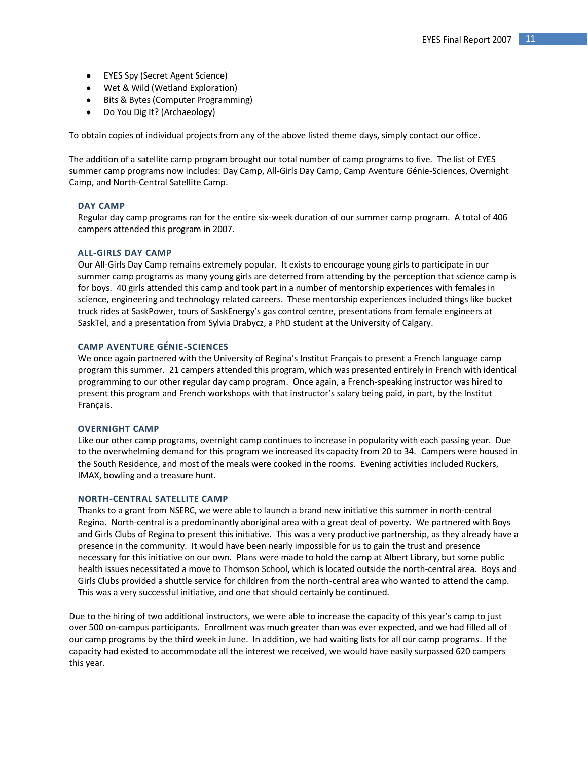- EYES Spy (Secret Agent Science)
- Wet & Wild (Wetland Exploration)
- Bits & Bytes (Computer Programming)
- Do You Dig It? (Archaeology)

To obtain copies of individual projects from any of the above listed theme days, simply contact our office.

The addition of a satellite camp program brought our total number of camp programs to five. The list of EYES summer camp programs now includes: Day Camp, All-Girls Day Camp, Camp Aventure Génie-Sciences, Overnight Camp, and North-Central Satellite Camp.

### DAY CAMP

Regular day camp programs ran for the entire six-week duration of our summer camp program. A total of 406 campers attended this program in 2007.

### ALL-GIRLS DAY CAMP

Our All-Girls Day Camp remains extremely popular. It exists to encourage young girls to participate in our summer camp programs as many young girls are deterred from attending by the perception that science camp is for boys. 40 girls attended this camp and took part in a number of mentorship experiences with females in science, engineering and technology related careers. These mentorship experiences included things like bucket truck rides at SaskPower, tours of SaskEnergy's gas control centre, presentations from female engineers at SaskTel, and a presentation from Sylvia Drabycz, a PhD student at the University of Calgary.

### CAMP AVENTURE GÉNIE-SCIENCES

We once again partnered with the University of Regina's Institut Français to present a French language camp program this summer. 21 campers attended this program, which was presented entirely in French with identical programming to our other regular day camp program. Once again, a French-speaking instructor was hired to present this program and French workshops with that instructor's salary being paid, in part, by the Institut Français.

### OVERNIGHT CAMP

Like our other camp programs, overnight camp continues to increase in popularity with each passing year. Due to the overwhelming demand for this program we increased its capacity from 20 to 34. Campers were housed in the South Residence, and most of the meals were cooked in the rooms. Evening activities included Ruckers, IMAX, bowling and a treasure hunt.

### NORTH-CENTRAL SATELLITE CAMP

Thanks to a grant from NSERC, we were able to launch a brand new initiative this summer in north-central Regina. North-central is a predominantly aboriginal area with a great deal of poverty. We partnered with Boys and Girls Clubs of Regina to present this initiative. This was a very productive partnership, as they already have a presence in the community. It would have been nearly impossible for us to gain the trust and presence necessary for this initiative on our own. Plans were made to hold the camp at Albert Library, but some public health issues necessitated a move to Thomson School, which is located outside the north-central area. Boys and Girls Clubs provided a shuttle service for children from the north-central area who wanted to attend the camp. This was a very successful initiative, and one that should certainly be continued.

Due to the hiring of two additional instructors, we were able to increase the capacity of this year's camp to just over 500 on-campus participants. Enrollment was much greater than was ever expected, and we had filled all of our camp programs by the third week in June. In addition, we had waiting lists for all our camp programs. If the capacity had existed to accommodate all the interest we received, we would have easily surpassed 620 campers this year.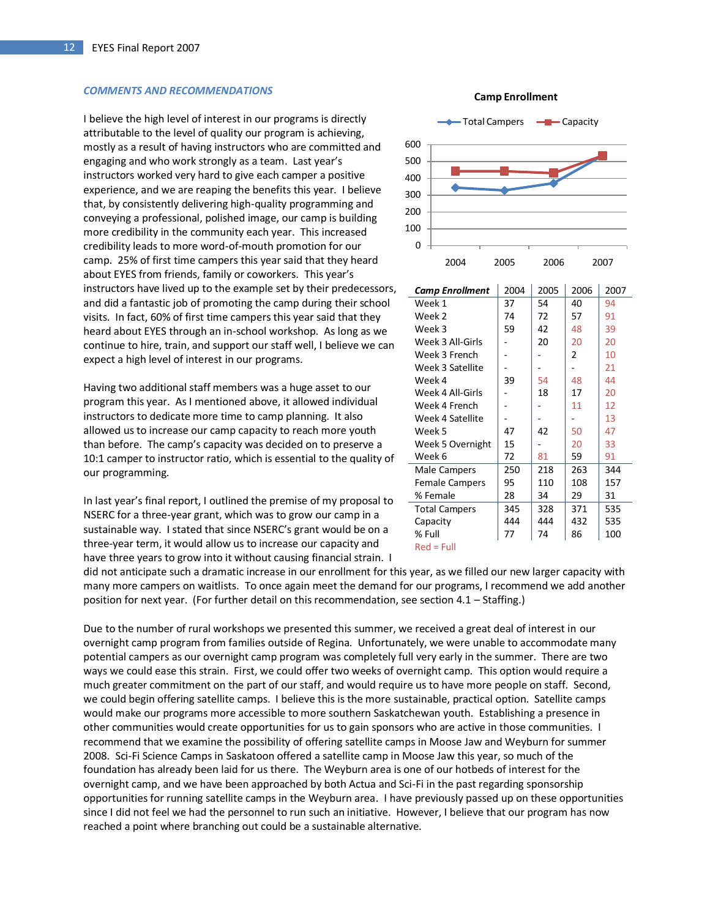### *COMMENTS AND RECOMMENDATIONS*

I believe the high level of interest in our programs is directly attributable to the level of quality our program is achieving, mostly as a result of having instructors who are committed and engaging and who work strongly as a team. Last year's instructors worked very hard to give each camper a positive experience, and we are reaping the benefits this year. I believe that, by consistently delivering high-quality programming and conveying a professional, polished image, our camp is building more credibility in the community each year. This increased credibility leads to more word-of-mouth promotion for our camp. 25% of first time campers this year said that they heard about EYES from friends, family or coworkers. This year's instructors have lived up to the example set by their predecessors, and did a fantastic job of promoting the camp during their school visits. In fact, 60% of first time campers this year said that they heard about EYES through an in-school workshop. As long as we continue to hire, train, and support our staff well, I believe we can expect a high level of interest in our programs.

**Camp Enrollment**

| Camp Enrollment | 2004 | 2005 | 2006 | 2007 |
|---|---|---|---|---|
| Week 1 | 37 | 54 | 40 | 94 |
| Week 2 | 74 | 72 | 57 | 91 |
| Week 3 | 59 | 42 | 48 | 39 |
| Week 3 All-Girls | - | 20 | 20 | 20 |
| Week 3 French | - | - | 2 | 10 |
| Week 3 Satellite | - | - | - | 21 |
| Week 4 | 39 | 54 | 48 | 44 |
| Week 4 All-Girls | - | 18 | 17 | 20 |
| Week 4 French | - | - | 11 | 12 |
| Week 4 Satellite | - | - | - | 13 |
| Week 5 | 47 | 42 | 50 | 47 |
| Week 5 Overnight | 15 | - | 20 | 33 |
| Week 6 | 72 | 81 | 59 | 91 |
| Male Campers | 250 | 218 | 263 | 344 |
| Female Campers | 95 | 110 | 108 | 157 |
| % Female | 28 | 34 | 29 | 31 |
| Total Campers | 345 | 328 | 371 | 535 |
| Capacity | 444 | 444 | 432 | 535 |
| % Full | 77 | 74 | 86 | 100 |

Red = Full

Having two additional staff members was a huge asset to our program this year. As I mentioned above, it allowed individual instructors to dedicate more time to camp planning. It also allowed us to increase our camp capacity to reach more youth than before. The camp's capacity was decided on to preserve a 10:1 camper to instructor ratio, which is essential to the quality of our programming.

In last year's final report, I outlined the premise of my proposal to NSERC for a three-year grant, which was to grow our camp in a sustainable way. I stated that since NSERC's grant would be on a three-year term, it would allow us to increase our capacity and have three years to grow into it without causing financial strain. I did not anticipate such a dramatic increase in our enrollment for this year, as we filled our new larger capacity with many more campers on waitlists. To once again meet the demand for our programs, I recommend we add another position for next year. (For further detail on this recommendation, see section 4.1 – Staffing.)

Due to the number of rural workshops we presented this summer, we received a great deal of interest in our overnight camp program from families outside of Regina. Unfortunately, we were unable to accommodate many potential campers as our overnight camp program was completely full very early in the summer. There are two ways we could ease this strain. First, we could offer two weeks of overnight camp. This option would require a much greater commitment on the part of our staff, and would require us to have more people on staff. Second, we could begin offering satellite camps. I believe this is the more sustainable, practical option. Satellite camps would make our programs more accessible to more southern Saskatchewan youth. Establishing a presence in other communities would create opportunities for us to gain sponsors who are active in those communities. I recommend that we examine the possibility of offering satellite camps in Moose Jaw and Weyburn for summer 2008. Sci-Fi Science Camps in Saskatoon offered a satellite camp in Moose Jaw this year, so much of the foundation has already been laid for us there. The Weyburn area is one of our hotbeds of interest for the overnight camp, and we have been approached by both Actua and Sci-Fi in the past regarding sponsorship opportunities for running satellite camps in the Weyburn area. I have previously passed up on these opportunities since I did not feel we had the personnel to run such an initiative. However, I believe that our program has now reached a point where branching out could be a sustainable alternative.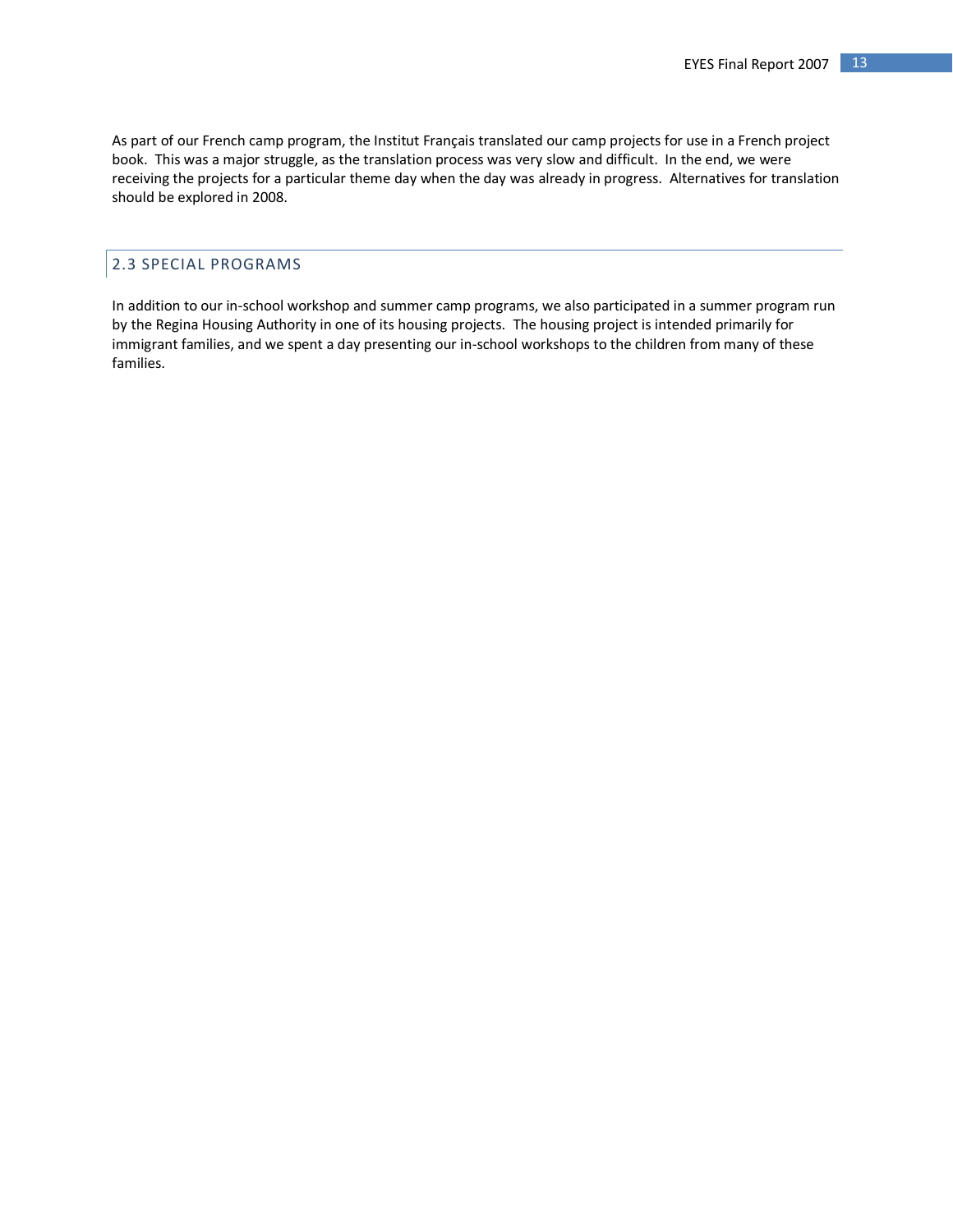As part of our French camp program, the Institut Français translated our camp projects for use in a French project book. This was a major struggle, as the translation process was very slow and difficult. In the end, we were receiving the projects for a particular theme day when the day was already in progress. Alternatives for translation should be explored in 2008.

## 2.3 SPECIAL PROGRAMS

In addition to our in-school workshop and summer camp programs, we also participated in a summer program run by the Regina Housing Authority in one of its housing projects. The housing project is intended primarily for immigrant families, and we spent a day presenting our in-school workshops to the children from many of these families.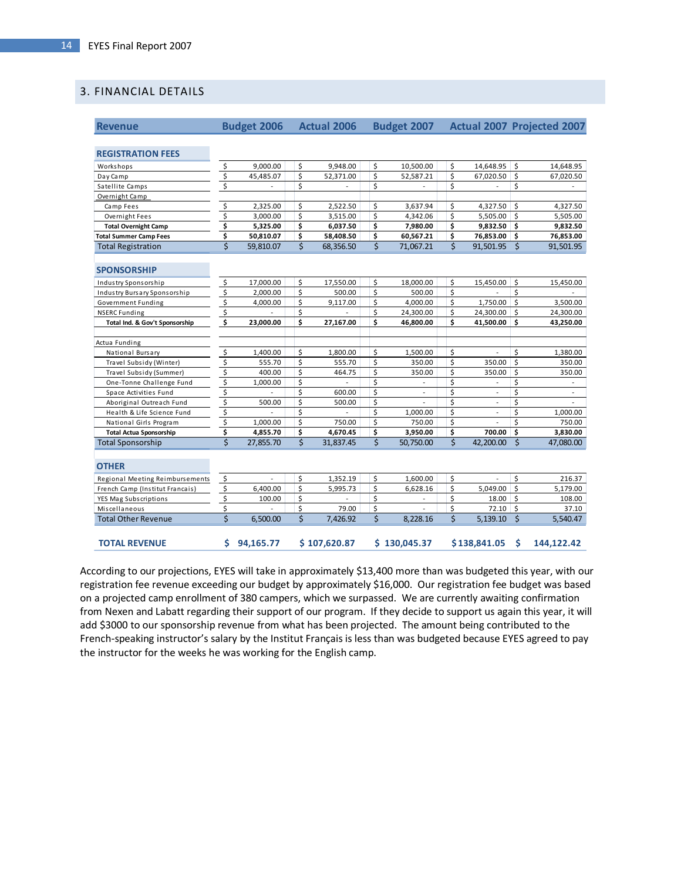## 3. FINANCIAL DETAILS

| Revenue | Budget 2006 | Actual 2006 | Budget 2007 | Actual 2007 | Projected 2007 |
|---|---|---|---|---|---|
| **REGISTRATION FEES** | | | | | |
| Workshops | $ 9,000.00 | $ 9,948.00 | $ 10,500.00 | $ 14,648.95 | $ 14,648.95 |
| Day Camp | $ 45,485.07 | $ 52,371.00 | $ 52,587.21 | $ 67,020.50 | $ 67,020.50 |
| Satellite Camps | $ - | $ - | $ - | $ - | $ - |
| Overnight Camp | | | | | |
| Camp Fees | $ 2,325.00 | $ 2,522.50 | $ 3,637.94 | $ 4,327.50 | $ 4,327.50 |
| Overnight Fees | $ 3,000.00 | $ 3,515.00 | $ 4,342.06 | $ 5,505.00 | $ 5,505.00 |
| **Total Overnight Camp** | **$ 5,325.00** | **$ 6,037.50** | **$ 7,980.00** | **$ 9,832.50** | **$ 9,832.50** |
| **Total Summer Camp Fees** | **$ 50,810.07** | **$ 58,408.50** | **$ 60,567.21** | **$ 76,853.00** | **$ 76,853.00** |
| Total Registration | $ 59,810.07 | $ 68,356.50 | $ 71,067.21 | $ 91,501.95 | $ 91,501.95 |
| **SPONSORSHIP** | | | | | |
| Industry Sponsorship | $ 17,000.00 | $ 17,550.00 | $ 18,000.00 | $ 15,450.00 | $ 15,450.00 |
| Industry Bursary Sponsorship | $ 2,000.00 | $ 500.00 | $ 500.00 | $ - | $ - |
| Government Funding | $ 4,000.00 | $ 9,117.00 | $ 4,000.00 | $ 1,750.00 | $ 3,500.00 |
| NSERC Funding | $ - | $ - | $ 24,300.00 | $ 24,300.00 | $ 24,300.00 |
| **Total Ind. & Gov't Sponsorship** | **$ 23,000.00** | **$ 27,167.00** | **$ 46,800.00** | **$ 41,500.00** | **$ 43,250.00** |
| Actua Funding | | | | | |
| National Bursary | $ 1,400.00 | $ 1,800.00 | $ 1,500.00 | $ - | $ 1,380.00 |
| Travel Subsidy (Winter) | $ 555.70 | $ 555.70 | $ 350.00 | $ 350.00 | $ 350.00 |
| Travel Subsidy (Summer) | $ 400.00 | $ 464.75 | $ 350.00 | $ 350.00 | $ 350.00 |
| One-Tonne Challenge Fund | $ 1,000.00 | $ - | $ - | $ - | $ - |
| Space Activities Fund | $ - | $ 600.00 | $ - | $ - | $ - |
| Aboriginal Outreach Fund | $ 500.00 | $ 500.00 | $ - | $ - | $ - |
| Health & Life Science Fund | $ - | $ - | $ 1,000.00 | $ - | $ 1,000.00 |
| National Girls Program | $ 1,000.00 | $ 750.00 | $ 750.00 | $ - | $ 750.00 |
| **Total Actua Sponsorship** | **$ 4,855.70** | **$ 4,670.45** | **$ 3,950.00** | **$ 700.00** | **$ 3,830.00** |
| Total Sponsorship | $ 27,855.70 | $ 31,837.45 | $ 50,750.00 | $ 42,200.00 | $ 47,080.00 |
| **OTHER** | | | | | |
| Regional Meeting Reimbursements | $ - | $ 1,352.19 | $ 1,600.00 | $ - | $ 216.37 |
| French Camp (Institut Francais) | $ 6,400.00 | $ 5,995.73 | $ 6,628.16 | $ 5,049.00 | $ 5,179.00 |
| YES Mag Subscriptions | $ 100.00 | $ - | $ - | $ 18.00 | $ 108.00 |
| Miscellaneous | $ - | $ 79.00 | $ - | $ 72.10 | $ 37.10 |
| Total Other Revenue | $ 6,500.00 | $ 7,426.92 | $ 8,228.16 | $ 5,139.10 | $ 5,540.47 |
| **TOTAL REVENUE** | **$ 94,165.77** | **$ 107,620.87** | **$ 130,045.37** | **$ 138,841.05** | **$ 144,122.42** |

According to our projections, EYES will take in approximately $13,400 more than was budgeted this year, with our registration fee revenue exceeding our budget by approximately $16,000. Our registration fee budget was based on a projected camp enrollment of 380 campers, which we surpassed. We are currently awaiting confirmation from Nexen and Labatt regarding their support of our program. If they decide to support us again this year, it will add $3000 to our sponsorship revenue from what has been projected. The amount being contributed to the French-speaking instructor's salary by the Institut Français is less than was budgeted because EYES agreed to pay the instructor for the weeks he was working for the English camp.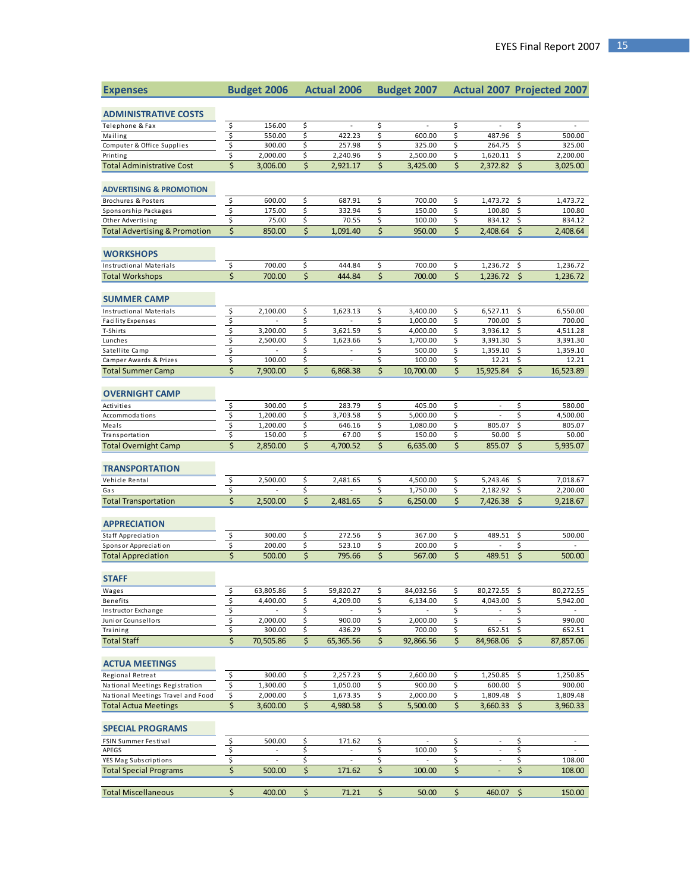| Expenses | Budget 2006 | Actual 2006 | Budget 2007 | Actual 2007 | Projected 2007 |
|---|---|---|---|---|---|
| **ADMINISTRATIVE COSTS** | | | | | |
| Telephone & Fax | $ 156.00 | $ - | $ - | $ - | $ - |
| Mailing | $ 550.00 | $ 422.23 | $ 600.00 | $ 487.96 | $ 500.00 |
| Computer & Office Supplies | $ 300.00 | $ 257.98 | $ 325.00 | $ 264.75 | $ 325.00 |
| Printing | $ 2,000.00 | $ 2,240.96 | $ 2,500.00 | $ 1,620.11 | $ 2,200.00 |
| Total Administrative Cost | $ 3,006.00 | $ 2,921.17 | $ 3,425.00 | $ 2,372.82 | $ 3,025.00 |
| **ADVERTISING & PROMOTION** | | | | | |
| Brochures & Posters | $ 600.00 | $ 687.91 | $ 700.00 | $ 1,473.72 | $ 1,473.72 |
| Sponsorship Packages | $ 175.00 | $ 332.94 | $ 150.00 | $ 100.80 | $ 100.80 |
| Other Advertising | $ 75.00 | $ 70.55 | $ 100.00 | $ 834.12 | $ 834.12 |
| Total Advertising & Promotion | $ 850.00 | $ 1,091.40 | $ 950.00 | $ 2,408.64 | $ 2,408.64 |
| **WORKSHOPS** | | | | | |
| Instructional Materials | $ 700.00 | $ 444.84 | $ 700.00 | $ 1,236.72 | $ 1,236.72 |
| Total Workshops | $ 700.00 | $ 444.84 | $ 700.00 | $ 1,236.72 | $ 1,236.72 |
| **SUMMER CAMP** | | | | | |
| Instructional Materials | $ 2,100.00 | $ 1,623.13 | $ 3,400.00 | $ 6,527.11 | $ 6,550.00 |
| Facility Expenses | $ - | $ - | $ 1,000.00 | $ 700.00 | $ 700.00 |
| T-Shirts | $ 3,200.00 | $ 3,621.59 | $ 4,000.00 | $ 3,936.12 | $ 4,511.28 |
| Lunches | $ 2,500.00 | $ 1,623.66 | $ 1,700.00 | $ 3,391.30 | $ 3,391.30 |
| Satellite Camp | $ - | $ - | $ 500.00 | $ 1,359.10 | $ 1,359.10 |
| Camper Awards & Prizes | $ 100.00 | $ - | $ 100.00 | $ 12.21 | $ 12.21 |
| Total Summer Camp | $ 7,900.00 | $ 6,868.38 | $ 10,700.00 | $ 15,925.84 | $ 16,523.89 |
| **OVERNIGHT CAMP** | | | | | |
| Activities | $ 300.00 | $ 283.79 | $ 405.00 | $ - | $ 580.00 |
| Accommodations | $ 1,200.00 | $ 3,703.58 | $ 5,000.00 | $ - | $ 4,500.00 |
| Meals | $ 1,200.00 | $ 646.16 | $ 1,080.00 | $ 805.07 | $ 805.07 |
| Transportation | $ 150.00 | $ 67.00 | $ 150.00 | $ 50.00 | $ 50.00 |
| Total Overnight Camp | $ 2,850.00 | $ 4,700.52 | $ 6,635.00 | $ 855.07 | $ 5,935.07 |
| **TRANSPORTATION** | | | | | |
| Vehicle Rental | $ 2,500.00 | $ 2,481.65 | $ 4,500.00 | $ 5,243.46 | $ 7,018.67 |
| Gas | $ - | $ - | $ 1,750.00 | $ 2,182.92 | $ 2,200.00 |
| Total Transportation | $ 2,500.00 | $ 2,481.65 | $ 6,250.00 | $ 7,426.38 | $ 9,218.67 |
| **APPRECIATION** | | | | | |
| Staff Appreciation | $ 300.00 | $ 272.56 | $ 367.00 | $ 489.51 | $ 500.00 |
| Sponsor Appreciation | $ 200.00 | $ 523.10 | $ 200.00 | $ - | $ - |
| Total Appreciation | $ 500.00 | $ 795.66 | $ 567.00 | $ 489.51 | $ 500.00 |
| **STAFF** | | | | | |
| Wages | $ 63,805.86 | $ 59,820.27 | $ 84,032.56 | $ 80,272.55 | $ 80,272.55 |
| Benefits | $ 4,400.00 | $ 4,209.00 | $ 6,134.00 | $ 4,043.00 | $ 5,942.00 |
| Instructor Exchange | $ - | $ - | $ - | $ - | $ - |
| Junior Counsellors | $ 2,000.00 | $ 900.00 | $ 2,000.00 | $ - | $ 990.00 |
| Training | $ 300.00 | $ 436.29 | $ 700.00 | $ 652.51 | $ 652.51 |
| Total Staff | $ 70,505.86 | $ 65,365.56 | $ 92,866.56 | $ 84,968.06 | $ 87,857.06 |
| **ACTUA MEETINGS** | | | | | |
| Regional Retreat | $ 300.00 | $ 2,257.23 | $ 2,600.00 | $ 1,250.85 | $ 1,250.85 |
| National Meetings Registration | $ 1,300.00 | $ 1,050.00 | $ 900.00 | $ 600.00 | $ 900.00 |
| National Meetings Travel and Food | $ 2,000.00 | $ 1,673.35 | $ 2,000.00 | $ 1,809.48 | $ 1,809.48 |
| Total Actua Meetings | $ 3,600.00 | $ 4,980.58 | $ 5,500.00 | $ 3,660.33 | $ 3,960.33 |
| **SPECIAL PROGRAMS** | | | | | |
| FSIN Summer Festival | $ 500.00 | $ 171.62 | $ - | $ - | $ - |
| APEGS | $ - | $ - | $ 100.00 | $ - | $ - |
| YES Mag Subscriptions | $ - | $ - | $ - | $ - | $ 108.00 |
| Total Special Programs | $ 500.00 | $ 171.62 | $ 100.00 | $ - | $ 108.00 |
| Total Miscellaneous | $ 400.00 | $ 71.21 | $ 50.00 | $ 460.07 | $ 150.00 |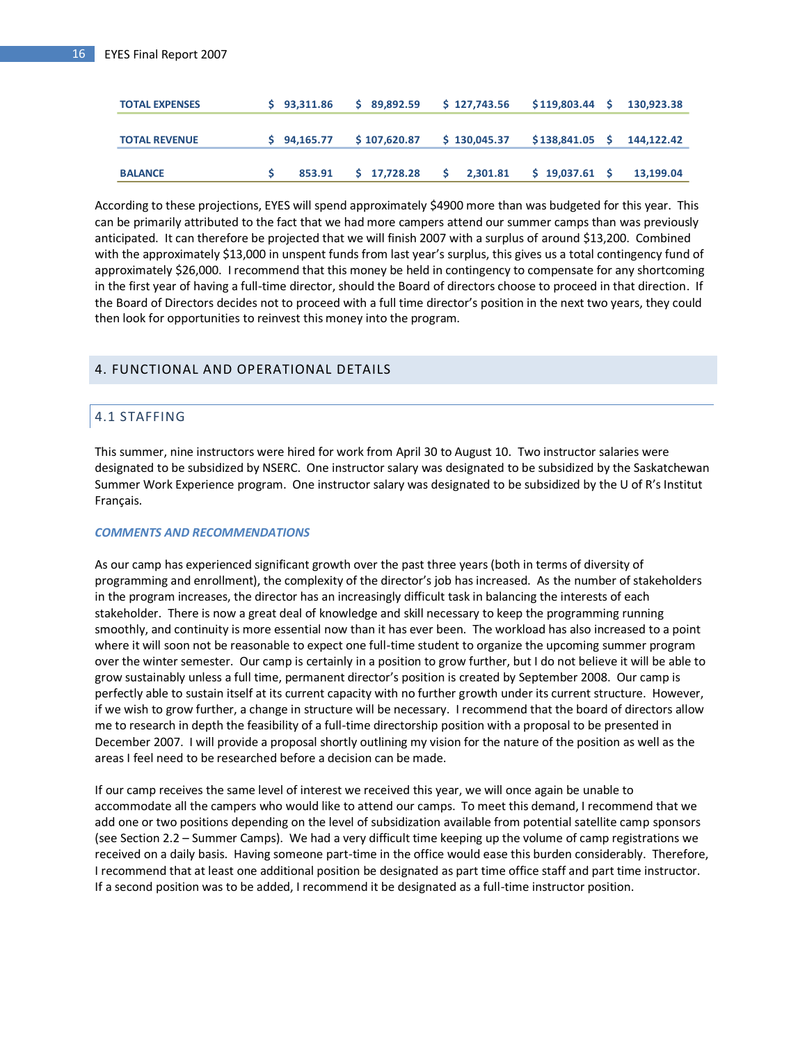| TOTAL EXPENSES | $ 93,311.86 | $ 89,892.59 | $ 127,743.56 | $119,803.44 | $ 130,923.38 |
|---|---|---|---|---|---|
| TOTAL REVENUE | $ 94,165.77 | $ 107,620.87 | $ 130,045.37 | $138,841.05 | $ 144,122.42 |
| BALANCE | $ 853.91 | $ 17,728.28 | $ 2,301.81 | $ 19,037.61 | $ 13,199.04 |

According to these projections, EYES will spend approximately $4900 more than was budgeted for this year. This can be primarily attributed to the fact that we had more campers attend our summer camps than was previously anticipated. It can therefore be projected that we will finish 2007 with a surplus of around $13,200. Combined with the approximately $13,000 in unspent funds from last year's surplus, this gives us a total contingency fund of approximately $26,000. I recommend that this money be held in contingency to compensate for any shortcoming in the first year of having a full-time director, should the Board of directors choose to proceed in that direction. If the Board of Directors decides not to proceed with a full time director's position in the next two years, they could then look for opportunities to reinvest this money into the program.

## 4. FUNCTIONAL AND OPERATIONAL DETAILS

### 4.1 STAFFING

This summer, nine instructors were hired for work from April 30 to August 10. Two instructor salaries were designated to be subsidized by NSERC. One instructor salary was designated to be subsidized by the Saskatchewan Summer Work Experience program. One instructor salary was designated to be subsidized by the U of R's Institut Français.

***COMMENTS AND RECOMMENDATIONS***

As our camp has experienced significant growth over the past three years (both in terms of diversity of programming and enrollment), the complexity of the director's job has increased. As the number of stakeholders in the program increases, the director has an increasingly difficult task in balancing the interests of each stakeholder. There is now a great deal of knowledge and skill necessary to keep the programming running smoothly, and continuity is more essential now than it has ever been. The workload has also increased to a point where it will soon not be reasonable to expect one full-time student to organize the upcoming summer program over the winter semester. Our camp is certainly in a position to grow further, but I do not believe it will be able to grow sustainably unless a full time, permanent director's position is created by September 2008. Our camp is perfectly able to sustain itself at its current capacity with no further growth under its current structure. However, if we wish to grow further, a change in structure will be necessary. I recommend that the board of directors allow me to research in depth the feasibility of a full-time directorship position with a proposal to be presented in December 2007. I will provide a proposal shortly outlining my vision for the nature of the position as well as the areas I feel need to be researched before a decision can be made.

If our camp receives the same level of interest we received this year, we will once again be unable to accommodate all the campers who would like to attend our camps. To meet this demand, I recommend that we add one or two positions depending on the level of subsidization available from potential satellite camp sponsors (see Section 2.2 – Summer Camps). We had a very difficult time keeping up the volume of camp registrations we received on a daily basis. Having someone part-time in the office would ease this burden considerably. Therefore, I recommend that at least one additional position be designated as part time office staff and part time instructor. If a second position was to be added, I recommend it be designated as a full-time instructor position.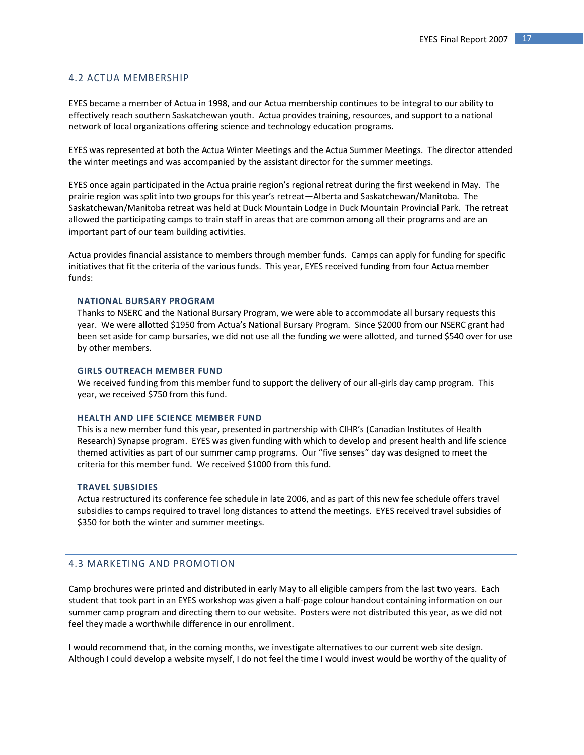## 4.2 ACTUA MEMBERSHIP

EYES became a member of Actua in 1998, and our Actua membership continues to be integral to our ability to effectively reach southern Saskatchewan youth. Actua provides training, resources, and support to a national network of local organizations offering science and technology education programs.

EYES was represented at both the Actua Winter Meetings and the Actua Summer Meetings. The director attended the winter meetings and was accompanied by the assistant director for the summer meetings.

EYES once again participated in the Actua prairie region's regional retreat during the first weekend in May. The prairie region was split into two groups for this year's retreat—Alberta and Saskatchewan/Manitoba. The Saskatchewan/Manitoba retreat was held at Duck Mountain Lodge in Duck Mountain Provincial Park. The retreat allowed the participating camps to train staff in areas that are common among all their programs and are an important part of our team building activities.

Actua provides financial assistance to members through member funds. Camps can apply for funding for specific initiatives that fit the criteria of the various funds. This year, EYES received funding from four Actua member funds:

### NATIONAL BURSARY PROGRAM

Thanks to NSERC and the National Bursary Program, we were able to accommodate all bursary requests this year. We were allotted $1950 from Actua's National Bursary Program. Since $2000 from our NSERC grant had been set aside for camp bursaries, we did not use all the funding we were allotted, and turned $540 over for use by other members.

### GIRLS OUTREACH MEMBER FUND

We received funding from this member fund to support the delivery of our all-girls day camp program. This year, we received $750 from this fund.

### HEALTH AND LIFE SCIENCE MEMBER FUND

This is a new member fund this year, presented in partnership with CIHR's (Canadian Institutes of Health Research) Synapse program. EYES was given funding with which to develop and present health and life science themed activities as part of our summer camp programs. Our "five senses" day was designed to meet the criteria for this member fund. We received $1000 from this fund.

### TRAVEL SUBSIDIES

Actua restructured its conference fee schedule in late 2006, and as part of this new fee schedule offers travel subsidies to camps required to travel long distances to attend the meetings. EYES received travel subsidies of $350 for both the winter and summer meetings.

## 4.3 MARKETING AND PROMOTION

Camp brochures were printed and distributed in early May to all eligible campers from the last two years. Each student that took part in an EYES workshop was given a half-page colour handout containing information on our summer camp program and directing them to our website. Posters were not distributed this year, as we did not feel they made a worthwhile difference in our enrollment.

I would recommend that, in the coming months, we investigate alternatives to our current web site design. Although I could develop a website myself, I do not feel the time I would invest would be worthy of the quality of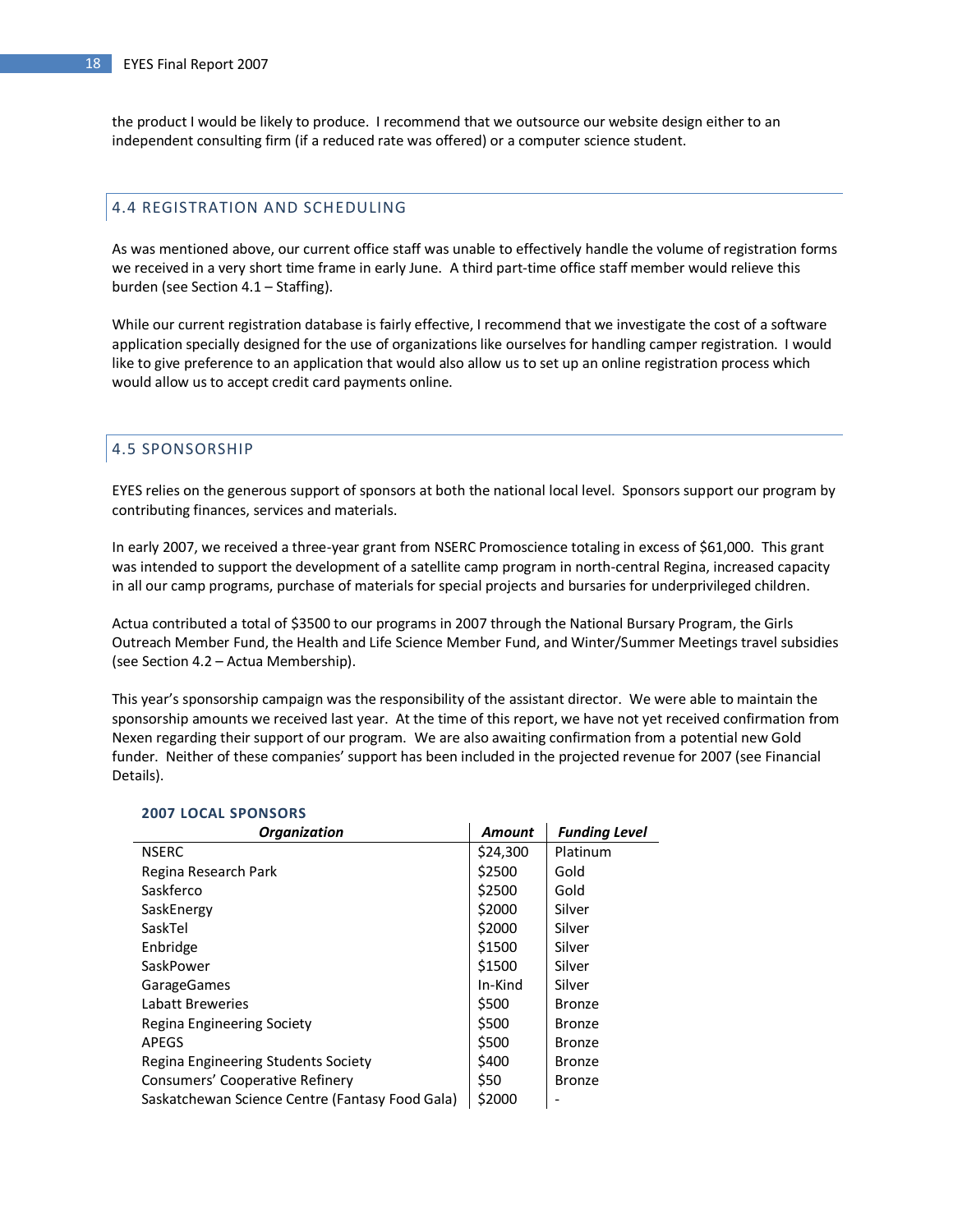the product I would be likely to produce. I recommend that we outsource our website design either to an independent consulting firm (if a reduced rate was offered) or a computer science student.

## 4.4 REGISTRATION AND SCHEDULING

As was mentioned above, our current office staff was unable to effectively handle the volume of registration forms we received in a very short time frame in early June. A third part-time office staff member would relieve this burden (see Section 4.1 – Staffing).

While our current registration database is fairly effective, I recommend that we investigate the cost of a software application specially designed for the use of organizations like ourselves for handling camper registration. I would like to give preference to an application that would also allow us to set up an online registration process which would allow us to accept credit card payments online.

## 4.5 SPONSORSHIP

EYES relies on the generous support of sponsors at both the national local level. Sponsors support our program by contributing finances, services and materials.

In early 2007, we received a three-year grant from NSERC Promoscience totaling in excess of $61,000. This grant was intended to support the development of a satellite camp program in north-central Regina, increased capacity in all our camp programs, purchase of materials for special projects and bursaries for underprivileged children.

Actua contributed a total of $3500 to our programs in 2007 through the National Bursary Program, the Girls Outreach Member Fund, the Health and Life Science Member Fund, and Winter/Summer Meetings travel subsidies (see Section 4.2 – Actua Membership).

This year's sponsorship campaign was the responsibility of the assistant director. We were able to maintain the sponsorship amounts we received last year. At the time of this report, we have not yet received confirmation from Nexen regarding their support of our program. We are also awaiting confirmation from a potential new Gold funder. Neither of these companies' support has been included in the projected revenue for 2007 (see Financial Details).

**2007 LOCAL SPONSORS**

| ***Organization*** | ***Amount*** | ***Funding Level*** |
|---|---|---|
| NSERC | $24,300 | Platinum |
| Regina Research Park | $2500 | Gold |
| Saskferco | $2500 | Gold |
| SaskEnergy | $2000 | Silver |
| SaskTel | $2000 | Silver |
| Enbridge | $1500 | Silver |
| SaskPower | $1500 | Silver |
| GarageGames | In-Kind | Silver |
| Labatt Breweries | $500 | Bronze |
| Regina Engineering Society | $500 | Bronze |
| APEGS | $500 | Bronze |
| Regina Engineering Students Society | $400 | Bronze |
| Consumers' Cooperative Refinery | $50 | Bronze |
| Saskatchewan Science Centre (Fantasy Food Gala) | $2000 | - |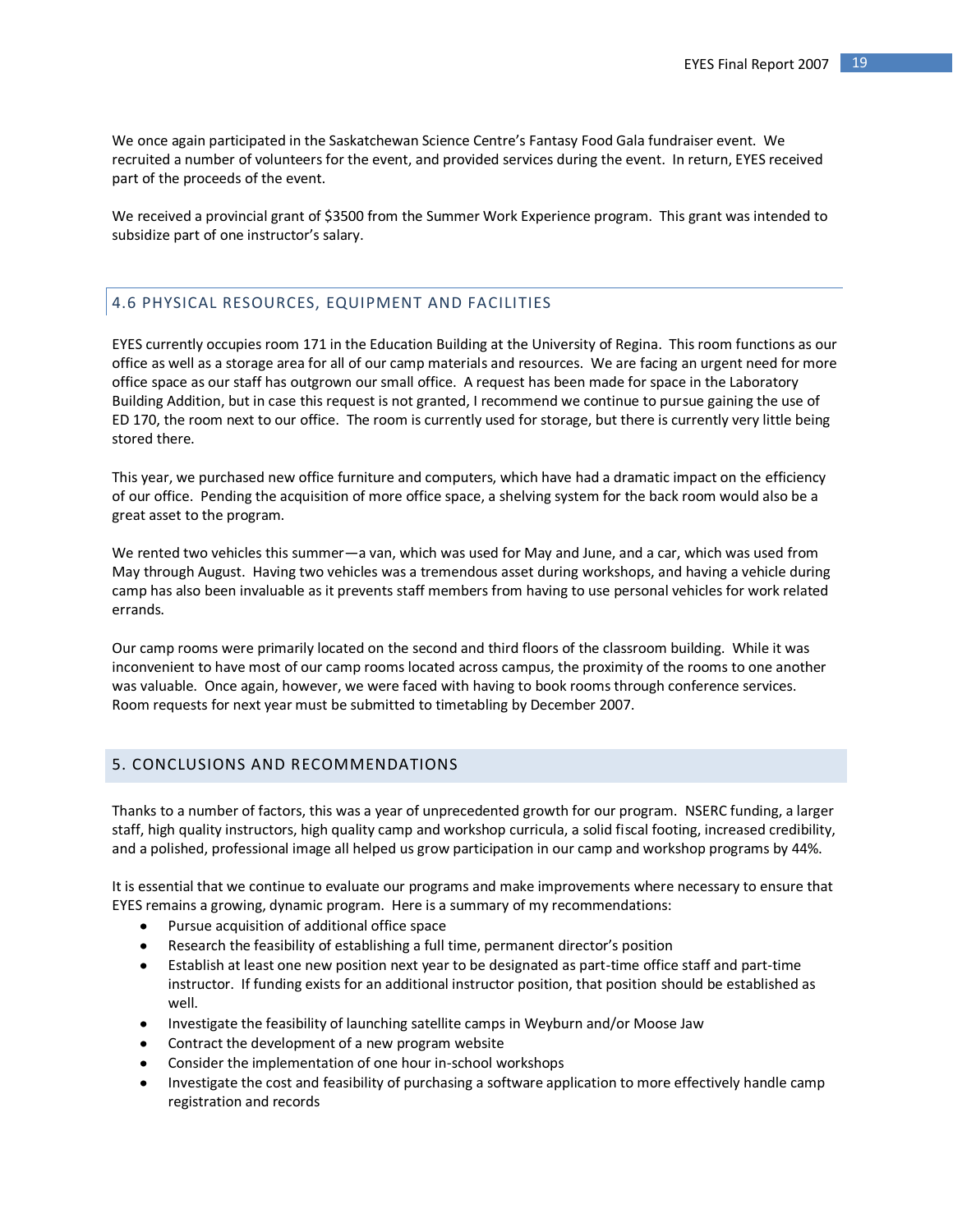We once again participated in the Saskatchewan Science Centre's Fantasy Food Gala fundraiser event. We recruited a number of volunteers for the event, and provided services during the event. In return, EYES received part of the proceeds of the event.

We received a provincial grant of $3500 from the Summer Work Experience program. This grant was intended to subsidize part of one instructor's salary.

## 4.6 PHYSICAL RESOURCES, EQUIPMENT AND FACILITIES

EYES currently occupies room 171 in the Education Building at the University of Regina. This room functions as our office as well as a storage area for all of our camp materials and resources. We are facing an urgent need for more office space as our staff has outgrown our small office. A request has been made for space in the Laboratory Building Addition, but in case this request is not granted, I recommend we continue to pursue gaining the use of ED 170, the room next to our office. The room is currently used for storage, but there is currently very little being stored there.

This year, we purchased new office furniture and computers, which have had a dramatic impact on the efficiency of our office. Pending the acquisition of more office space, a shelving system for the back room would also be a great asset to the program.

We rented two vehicles this summer—a van, which was used for May and June, and a car, which was used from May through August. Having two vehicles was a tremendous asset during workshops, and having a vehicle during camp has also been invaluable as it prevents staff members from having to use personal vehicles for work related errands.

Our camp rooms were primarily located on the second and third floors of the classroom building. While it was inconvenient to have most of our camp rooms located across campus, the proximity of the rooms to one another was valuable. Once again, however, we were faced with having to book rooms through conference services. Room requests for next year must be submitted to timetabling by December 2007.

# 5. CONCLUSIONS AND RECOMMENDATIONS

Thanks to a number of factors, this was a year of unprecedented growth for our program. NSERC funding, a larger staff, high quality instructors, high quality camp and workshop curricula, a solid fiscal footing, increased credibility, and a polished, professional image all helped us grow participation in our camp and workshop programs by 44%.

It is essential that we continue to evaluate our programs and make improvements where necessary to ensure that EYES remains a growing, dynamic program. Here is a summary of my recommendations:

- Pursue acquisition of additional office space
- Research the feasibility of establishing a full time, permanent director's position
- Establish at least one new position next year to be designated as part-time office staff and part-time instructor. If funding exists for an additional instructor position, that position should be established as well.
- Investigate the feasibility of launching satellite camps in Weyburn and/or Moose Jaw
- Contract the development of a new program website
- Consider the implementation of one hour in-school workshops
- Investigate the cost and feasibility of purchasing a software application to more effectively handle camp registration and records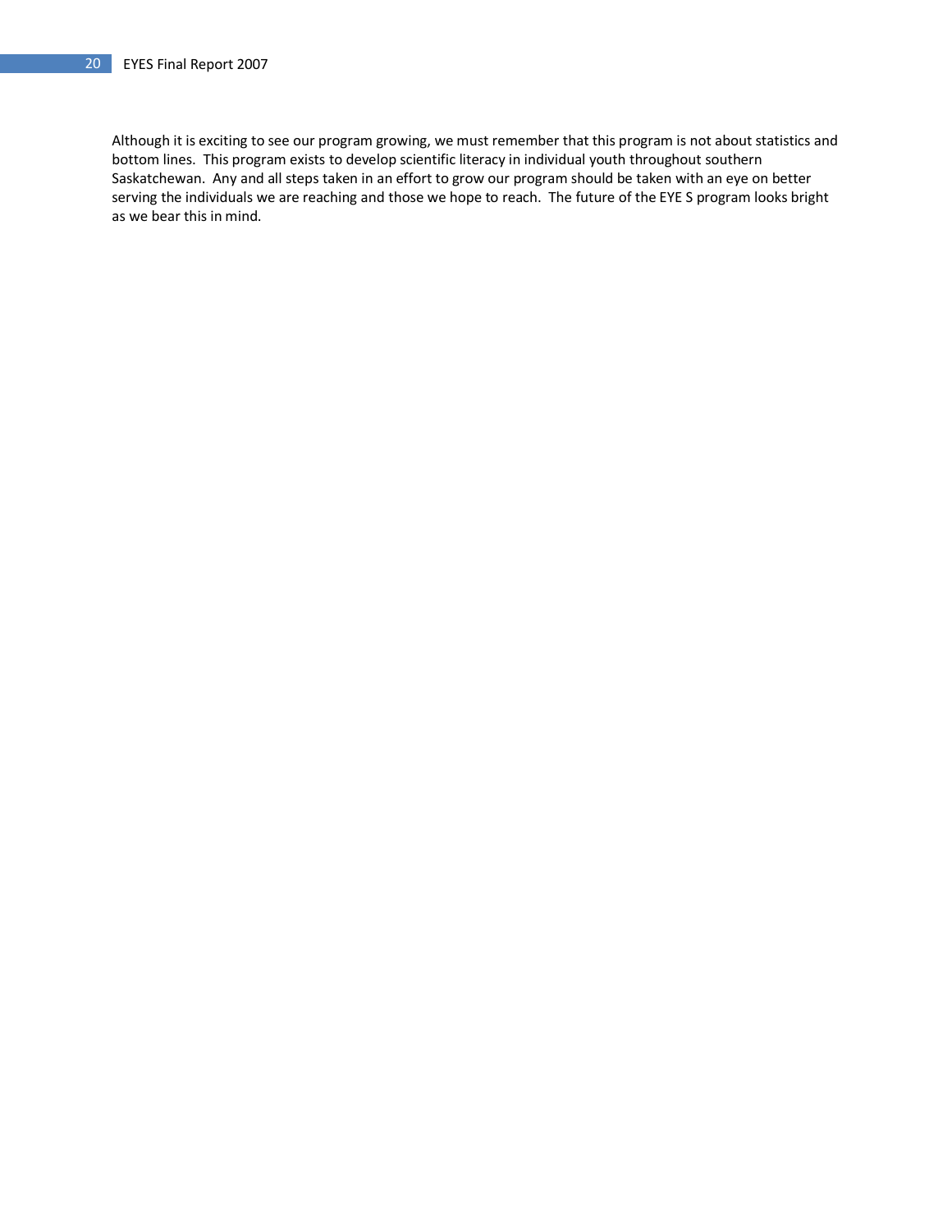Although it is exciting to see our program growing, we must remember that this program is not about statistics and bottom lines. This program exists to develop scientific literacy in individual youth throughout southern Saskatchewan. Any and all steps taken in an effort to grow our program should be taken with an eye on better serving the individuals we are reaching and those we hope to reach. The future of the EYE S program looks bright as we bear this in mind.